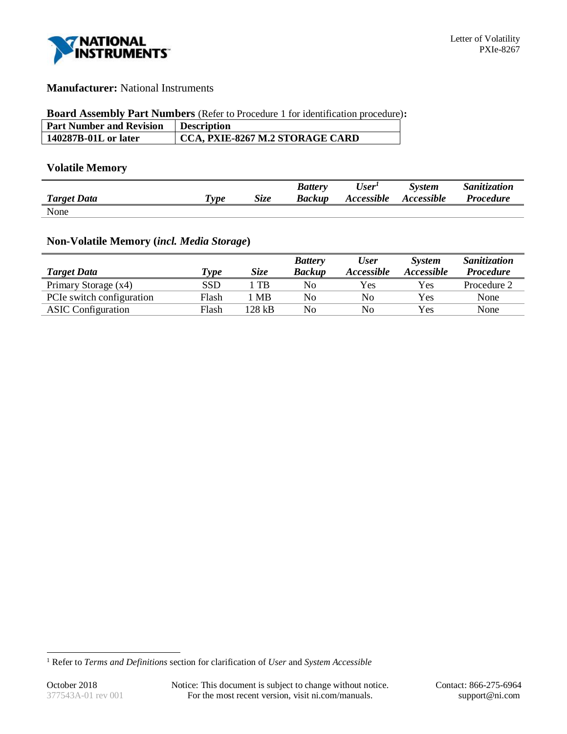**Manufacturer:** National Instruments

**Board Assembly Part Numbers** (Refer to Procedure 1 for identification procedure)**:**

| Part Number and Revision | Description |
|---|---|
| 140287B-01L or later | CCA, PXIE-8267 M.2 STORAGE CARD |

## Volatile Memory

| *Target Data* | *Type* | *Size* | *Battery Backup* | *User*[1] *Accessible* | *System Accessible* | *Sanitization Procedure* |
|---|---|---|---|---|---|---|
| None | | | | | | |

## Non-Volatile Memory (*incl. Media Storage*)

| *Target Data* | *Type* | *Size* | *Battery Backup* | *User Accessible* | *System Accessible* | *Sanitization Procedure* |
|---|---|---|---|---|---|---|
| Primary Storage (x4) | SSD | 1 TB | No | Yes | Yes | Procedure 2 |
| PCIe switch configuration | Flash | 1 MB | No | No | Yes | None |
| ASIC Configuration | Flash | 128 kB | No | No | Yes | None |

[1] Refer to *Terms and Definitions* section for clarification of *User* and *System Accessible*

October 2018
377543A-01 rev 001

Notice: This document is subject to change without notice.
For the most recent version, visit ni.com/manuals.

Contact: 866-275-6964
support@ni.com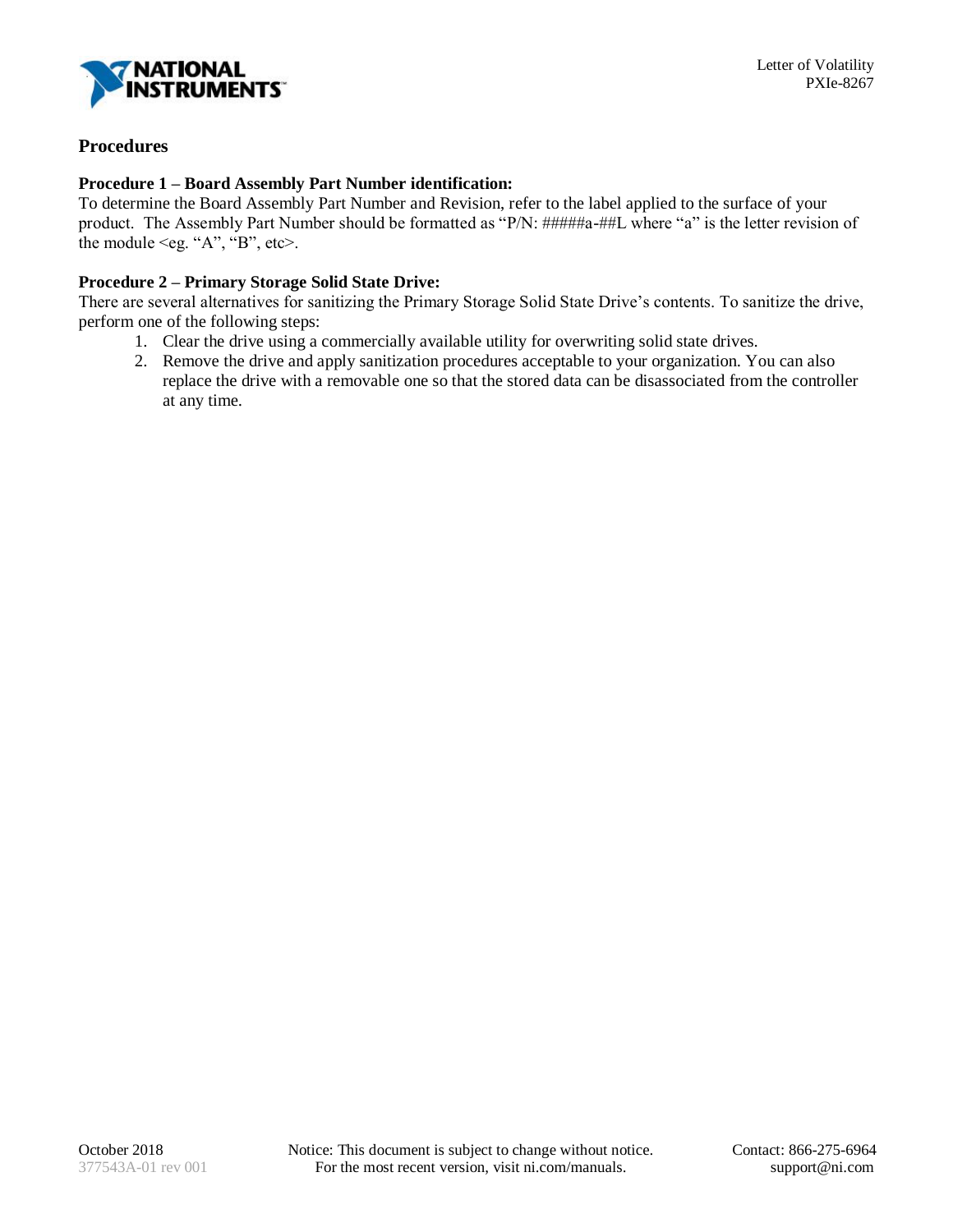## Procedures

**Procedure 1 – Board Assembly Part Number identification:**
To determine the Board Assembly Part Number and Revision, refer to the label applied to the surface of your product. The Assembly Part Number should be formatted as "P/N: #####a-##L where "a" is the letter revision of the module <eg. "A", "B", etc>.

**Procedure 2 – Primary Storage Solid State Drive:**
There are several alternatives for sanitizing the Primary Storage Solid State Drive's contents. To sanitize the drive, perform one of the following steps:

1. Clear the drive using a commercially available utility for overwriting solid state drives.
2. Remove the drive and apply sanitization procedures acceptable to your organization. You can also replace the drive with a removable one so that the stored data can be disassociated from the controller at any time.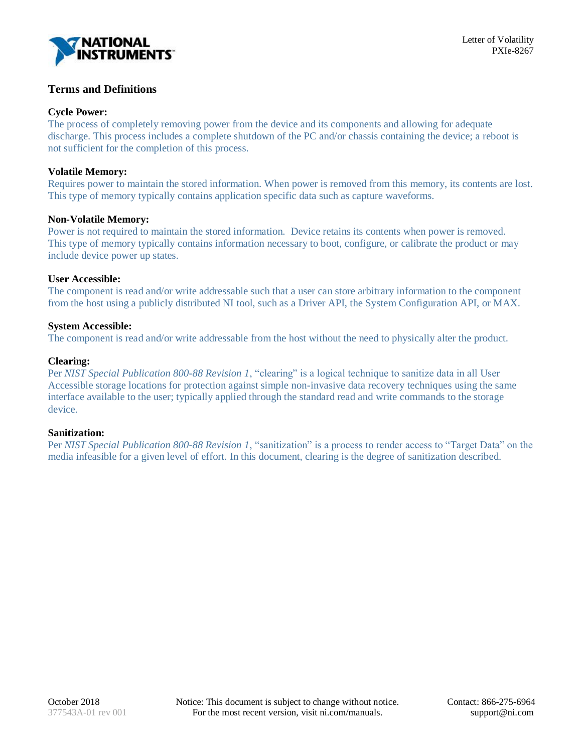## Terms and Definitions

**Cycle Power:**
The process of completely removing power from the device and its components and allowing for adequate discharge. This process includes a complete shutdown of the PC and/or chassis containing the device; a reboot is not sufficient for the completion of this process.

**Volatile Memory:**
Requires power to maintain the stored information. When power is removed from this memory, its contents are lost. This type of memory typically contains application specific data such as capture waveforms.

**Non-Volatile Memory:**
Power is not required to maintain the stored information. Device retains its contents when power is removed. This type of memory typically contains information necessary to boot, configure, or calibrate the product or may include device power up states.

**User Accessible:**
The component is read and/or write addressable such that a user can store arbitrary information to the component from the host using a publicly distributed NI tool, such as a Driver API, the System Configuration API, or MAX.

**System Accessible:**
The component is read and/or write addressable from the host without the need to physically alter the product.

**Clearing:**
Per *NIST Special Publication 800-88 Revision 1*, "clearing" is a logical technique to sanitize data in all User Accessible storage locations for protection against simple non-invasive data recovery techniques using the same interface available to the user; typically applied through the standard read and write commands to the storage device.

**Sanitization:**
Per *NIST Special Publication 800-88 Revision 1*, "sanitization" is a process to render access to "Target Data" on the media infeasible for a given level of effort. In this document, clearing is the degree of sanitization described.